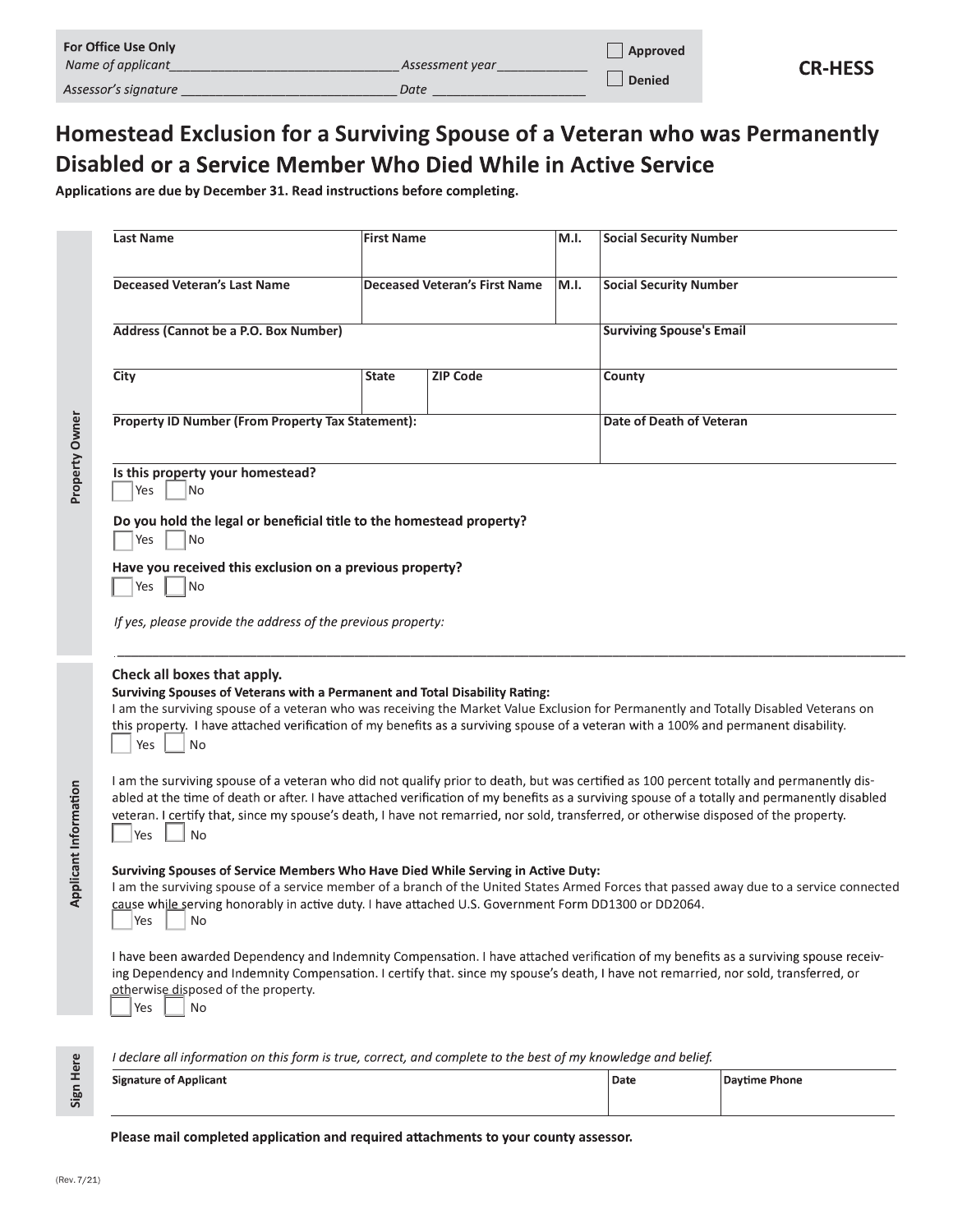**For Office Use Only**

*Name of applicant*\_\_\_\_\_\_\_\_\_\_\_\_\_\_\_\_\_\_\_\_\_\_\_\_\_\_\_\_\_ *Assessment year*\_\_\_\_\_\_\_\_\_\_\_\_

*Assessor's signature* \_\_\_\_\_\_\_\_\_\_\_\_\_\_\_\_\_\_\_\_\_\_\_\_\_\_\_\_\_ *Date* \_\_\_\_\_\_\_\_\_\_\_\_\_\_\_\_\_\_\_\_

☐ Approved

☐ Denied

**CR-HESS**

# Homestead Exclusion for a Surviving Spouse of a Veteran who was Permanently Disabled or a Service Member Who Died While in Active Service

**Applications are due by December 31. Read instructions before completing.**

## Property Owner

| Last Name | First Name | M.I. | Social Security Number |
|---|---|---|---|
| | | | |

| Deceased Veteran's Last Name | Deceased Veteran's First Name | M.I. | Social Security Number |
|---|---|---|---|
| | | | |

| Address (Cannot be a P.O. Box Number) | Surviving Spouse's Email |
|---|---|
| | |

| City | State | ZIP Code | County |
|---|---|---|---|
| | | | |

| Property ID Number (From Property Tax Statement): | Date of Death of Veteran |
|---|---|
| | |

**Is this property your homestead?**
☐ Yes ☐ No

**Do you hold the legal or beneficial title to the homestead property?**
☐ Yes ☐ No

**Have you received this exclusion on a previous property?**
☐ Yes ☐ No

*If yes, please provide the address of the previous property:*

\_\_\_\_\_\_\_\_\_\_\_\_\_\_\_\_\_\_\_\_\_\_\_\_\_\_\_\_\_\_\_\_\_\_\_\_\_\_\_\_\_\_\_\_\_\_\_\_\_\_\_\_\_\_\_\_\_\_\_\_\_\_\_\_\_\_\_\_\_\_

## Applicant Information

**Check all boxes that apply.**

**Surviving Spouses of Veterans with a Permanent and Total Disability Rating:**

I am the surviving spouse of a veteran who was receiving the Market Value Exclusion for Permanently and Totally Disabled Veterans on this property. I have attached verification of my benefits as a surviving spouse of a veteran with a 100% and permanent disability.
☐ Yes ☐ No

I am the surviving spouse of a veteran who did not qualify prior to death, but was certified as 100 percent totally and permanently disabled at the time of death or after. I have attached verification of my benefits as a surviving spouse of a totally and permanently disabled veteran. I certify that, since my spouse's death, I have not remarried, nor sold, transferred, or otherwise disposed of the property.
☐ Yes ☐ No

**Surviving Spouses of Service Members Who Have Died While Serving in Active Duty:**

I am the surviving spouse of a service member of a branch of the United States Armed Forces that passed away due to a service connected cause while serving honorably in active duty. I have attached U.S. Government Form DD1300 or DD2064.
☐ Yes ☐ No

I have been awarded Dependency and Indemnity Compensation. I have attached verification of my benefits as a surviving spouse receiving Dependency and Indemnity Compensation. I certify that. since my spouse's death, I have not remarried, nor sold, transferred, or otherwise disposed of the property.
☐ Yes ☐ No

## Sign Here

*I declare all information on this form is true, correct, and complete to the best of my knowledge and belief.*

| Signature of Applicant | Date | Daytime Phone |
|---|---|---|
| | | |

**Please mail completed application and required attachments to your county assessor.**

(Rev. 7/21)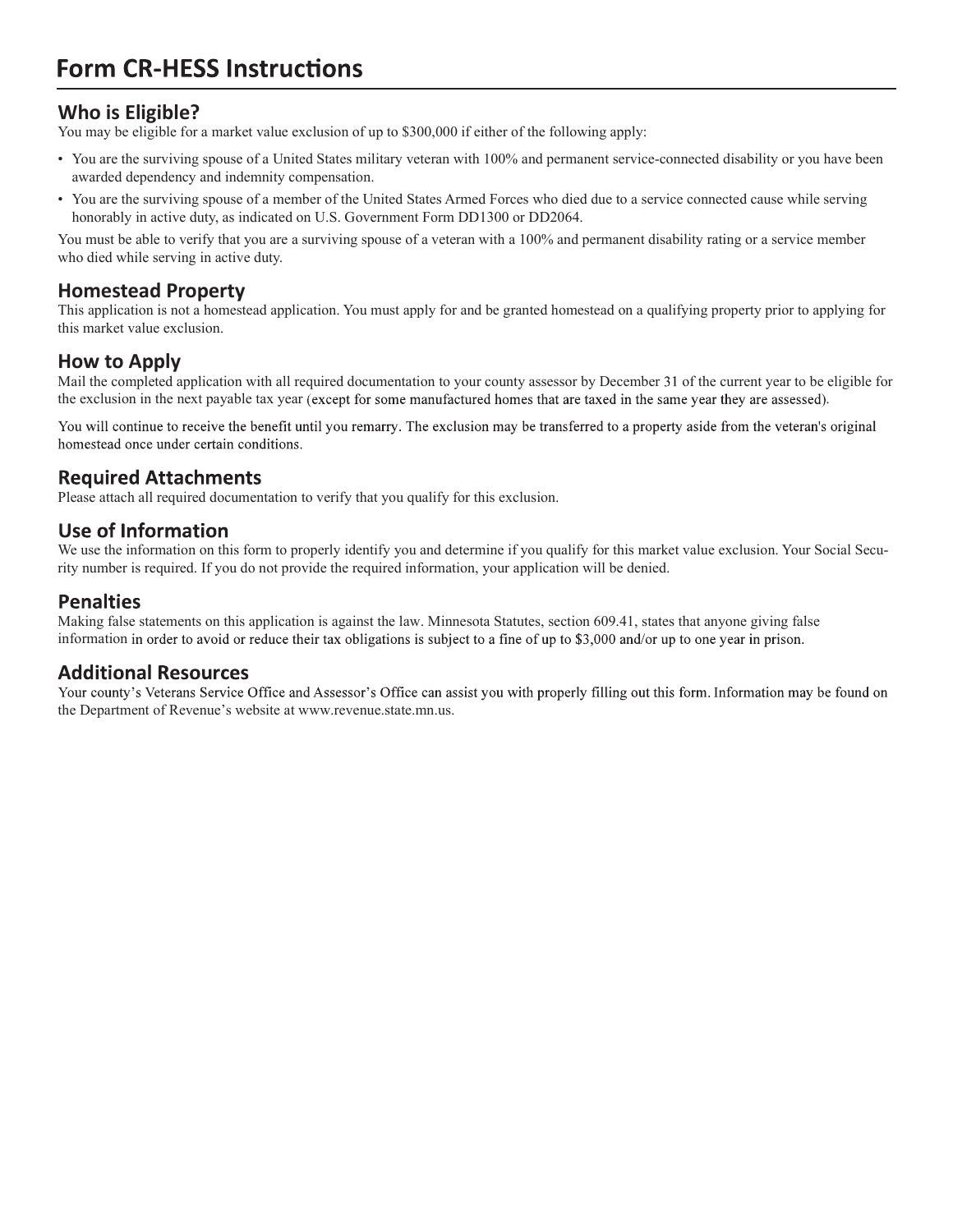# Form CR-HESS Instructions

## Who is Eligible?

You may be eligible for a market value exclusion of up to $300,000 if either of the following apply:

- You are the surviving spouse of a United States military veteran with 100% and permanent service-connected disability or you have been awarded dependency and indemnity compensation.
- You are the surviving spouse of a member of the United States Armed Forces who died due to a service connected cause while serving honorably in active duty, as indicated on U.S. Government Form DD1300 or DD2064.

You must be able to verify that you are a surviving spouse of a veteran with a 100% and permanent disability rating or a service member who died while serving in active duty.

## Homestead Property

This application is not a homestead application. You must apply for and be granted homestead on a qualifying property prior to applying for this market value exclusion.

## How to Apply

Mail the completed application with all required documentation to your county assessor by December 31 of the current year to be eligible for the exclusion in the next payable tax year (except for some manufactured homes that are taxed in the same year they are assessed).

You will continue to receive the benefit until you remarry. The exclusion may be transferred to a property aside from the veteran's original homestead once under certain conditions.

## Required Attachments

Please attach all required documentation to verify that you qualify for this exclusion.

## Use of Information

We use the information on this form to properly identify you and determine if you qualify for this market value exclusion. Your Social Security number is required. If you do not provide the required information, your application will be denied.

## Penalties

Making false statements on this application is against the law. Minnesota Statutes, section 609.41, states that anyone giving false information in order to avoid or reduce their tax obligations is subject to a fine of up to $3,000 and/or up to one year in prison.

## Additional Resources

Your county's Veterans Service Office and Assessor's Office can assist you with properly filling out this form. Information may be found on the Department of Revenue's website at www.revenue.state.mn.us.